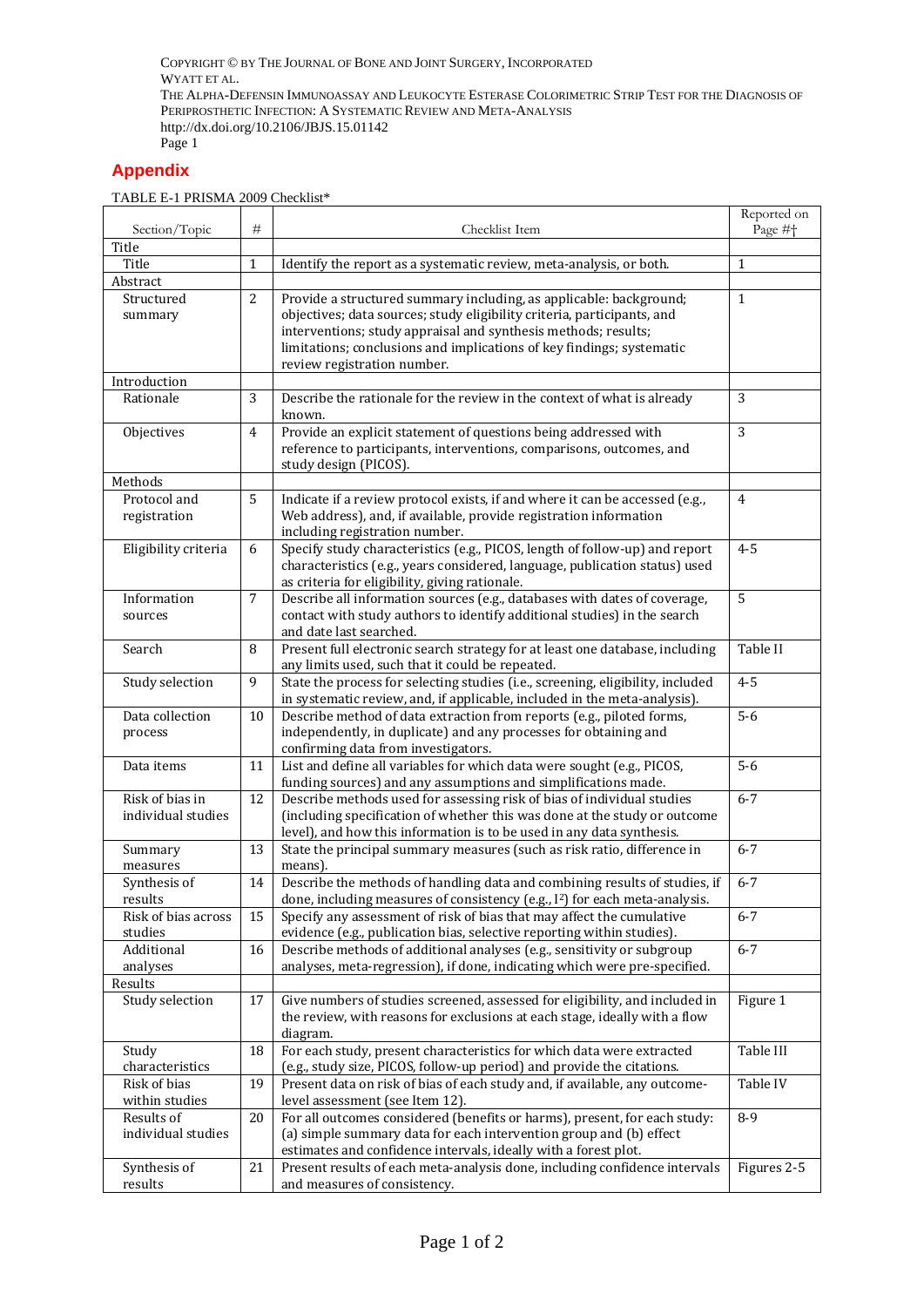## Appendix

TABLE E-1 PRISMA 2009 Checklist*

| Section/Topic | # | Checklist Item | Reported on Page #† |
|---|---|---|---|
| Title | | | |
| Title | 1 | Identify the report as a systematic review, meta-analysis, or both. | 1 |
| Abstract | | | |
| Structured summary | 2 | Provide a structured summary including, as applicable: background; objectives; data sources; study eligibility criteria, participants, and interventions; study appraisal and synthesis methods; results; limitations; conclusions and implications of key findings; systematic review registration number. | 1 |
| Introduction | | | |
| Rationale | 3 | Describe the rationale for the review in the context of what is already known. | 3 |
| Objectives | 4 | Provide an explicit statement of questions being addressed with reference to participants, interventions, comparisons, outcomes, and study design (PICOS). | 3 |
| Methods | | | |
| Protocol and registration | 5 | Indicate if a review protocol exists, if and where it can be accessed (e.g., Web address), and, if available, provide registration information including registration number. | 4 |
| Eligibility criteria | 6 | Specify study characteristics (e.g., PICOS, length of follow-up) and report characteristics (e.g., years considered, language, publication status) used as criteria for eligibility, giving rationale. | 4-5 |
| Information sources | 7 | Describe all information sources (e.g., databases with dates of coverage, contact with study authors to identify additional studies) in the search and date last searched. | 5 |
| Search | 8 | Present full electronic search strategy for at least one database, including any limits used, such that it could be repeated. | Table II |
| Study selection | 9 | State the process for selecting studies (i.e., screening, eligibility, included in systematic review, and, if applicable, included in the meta-analysis). | 4-5 |
| Data collection process | 10 | Describe method of data extraction from reports (e.g., piloted forms, independently, in duplicate) and any processes for obtaining and confirming data from investigators. | 5-6 |
| Data items | 11 | List and define all variables for which data were sought (e.g., PICOS, funding sources) and any assumptions and simplifications made. | 5-6 |
| Risk of bias in individual studies | 12 | Describe methods used for assessing risk of bias of individual studies (including specification of whether this was done at the study or outcome level), and how this information is to be used in any data synthesis. | 6-7 |
| Summary measures | 13 | State the principal summary measures (such as risk ratio, difference in means). | 6-7 |
| Synthesis of results | 14 | Describe the methods of handling data and combining results of studies, if done, including measures of consistency (e.g., $I^2$) for each meta-analysis. | 6-7 |
| Risk of bias across studies | 15 | Specify any assessment of risk of bias that may affect the cumulative evidence (e.g., publication bias, selective reporting within studies). | 6-7 |
| Additional analyses | 16 | Describe methods of additional analyses (e.g., sensitivity or subgroup analyses, meta-regression), if done, indicating which were pre-specified. | 6-7 |
| Results | | | |
| Study selection | 17 | Give numbers of studies screened, assessed for eligibility, and included in the review, with reasons for exclusions at each stage, ideally with a flow diagram. | Figure 1 |
| Study characteristics | 18 | For each study, present characteristics for which data were extracted (e.g., study size, PICOS, follow-up period) and provide the citations. | Table III |
| Risk of bias within studies | 19 | Present data on risk of bias of each study and, if available, any outcome-level assessment (see Item 12). | Table IV |
| Results of individual studies | 20 | For all outcomes considered (benefits or harms), present, for each study: (a) simple summary data for each intervention group and (b) effect estimates and confidence intervals, ideally with a forest plot. | 8-9 |
| Synthesis of results | 21 | Present results of each meta-analysis done, including confidence intervals and measures of consistency. | Figures 2-5 |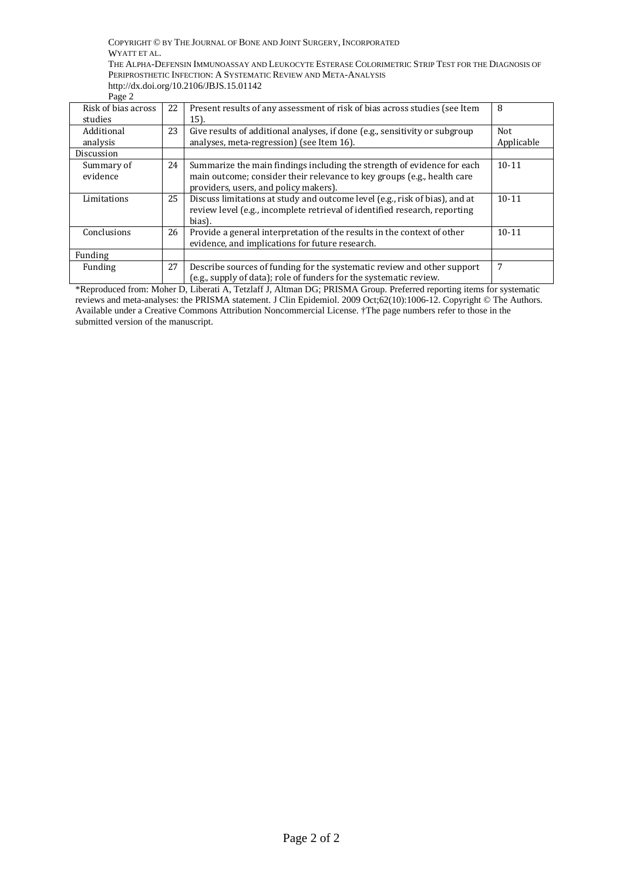| | | | |
|---|---|---|---|
| Risk of bias across studies | 22 | Present results of any assessment of risk of bias across studies (see Item 15). | 8 |
| Additional analysis | 23 | Give results of additional analyses, if done (e.g., sensitivity or subgroup analyses, meta-regression) (see Item 16). | Not Applicable |
| Discussion | | | |
| Summary of evidence | 24 | Summarize the main findings including the strength of evidence for each main outcome; consider their relevance to key groups (e.g., health care providers, users, and policy makers). | 10-11 |
| Limitations | 25 | Discuss limitations at study and outcome level (e.g., risk of bias), and at review level (e.g., incomplete retrieval of identified research, reporting bias). | 10-11 |
| Conclusions | 26 | Provide a general interpretation of the results in the context of other evidence, and implications for future research. | 10-11 |
| Funding | | | |
| Funding | 27 | Describe sources of funding for the systematic review and other support (e.g., supply of data); role of funders for the systematic review. | 7 |

*Reproduced from: Moher D, Liberati A, Tetzlaff J, Altman DG; PRISMA Group. Preferred reporting items for systematic reviews and meta-analyses: the PRISMA statement. J Clin Epidemiol. 2009 Oct;62(10):1006-12. Copyright © The Authors. Available under a Creative Commons Attribution Noncommercial License. †The page numbers refer to those in the submitted version of the manuscript.